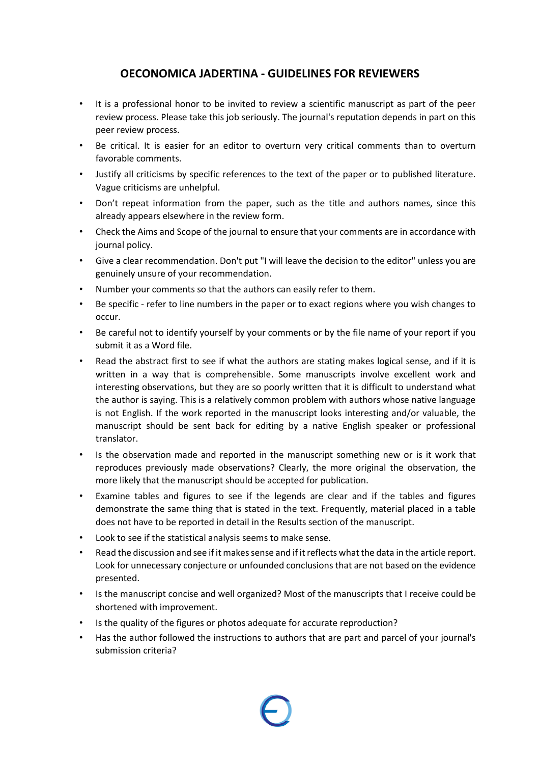# OECONOMICA JADERTINA - GUIDELINES FOR REVIEWERS

- It is a professional honor to be invited to review a scientific manuscript as part of the peer review process. Please take this job seriously. The journal's reputation depends in part on this peer review process.
- Be critical. It is easier for an editor to overturn very critical comments than to overturn favorable comments.
- Justify all criticisms by specific references to the text of the paper or to published literature. Vague criticisms are unhelpful.
- Don't repeat information from the paper, such as the title and authors names, since this already appears elsewhere in the review form.
- Check the Aims and Scope of the journal to ensure that your comments are in accordance with journal policy.
- Give a clear recommendation. Don't put "I will leave the decision to the editor" unless you are genuinely unsure of your recommendation.
- Number your comments so that the authors can easily refer to them.
- Be specific - refer to line numbers in the paper or to exact regions where you wish changes to occur.
- Be careful not to identify yourself by your comments or by the file name of your report if you submit it as a Word file.
- Read the abstract first to see if what the authors are stating makes logical sense, and if it is written in a way that is comprehensible. Some manuscripts involve excellent work and interesting observations, but they are so poorly written that it is difficult to understand what the author is saying. This is a relatively common problem with authors whose native language is not English. If the work reported in the manuscript looks interesting and/or valuable, the manuscript should be sent back for editing by a native English speaker or professional translator.
- Is the observation made and reported in the manuscript something new or is it work that reproduces previously made observations? Clearly, the more original the observation, the more likely that the manuscript should be accepted for publication.
- Examine tables and figures to see if the legends are clear and if the tables and figures demonstrate the same thing that is stated in the text. Frequently, material placed in a table does not have to be reported in detail in the Results section of the manuscript.
- Look to see if the statistical analysis seems to make sense.
- Read the discussion and see if it makes sense and if it reflects what the data in the article report. Look for unnecessary conjecture or unfounded conclusions that are not based on the evidence presented.
- Is the manuscript concise and well organized? Most of the manuscripts that I receive could be shortened with improvement.
- Is the quality of the figures or photos adequate for accurate reproduction?
- Has the author followed the instructions to authors that are part and parcel of your journal's submission criteria?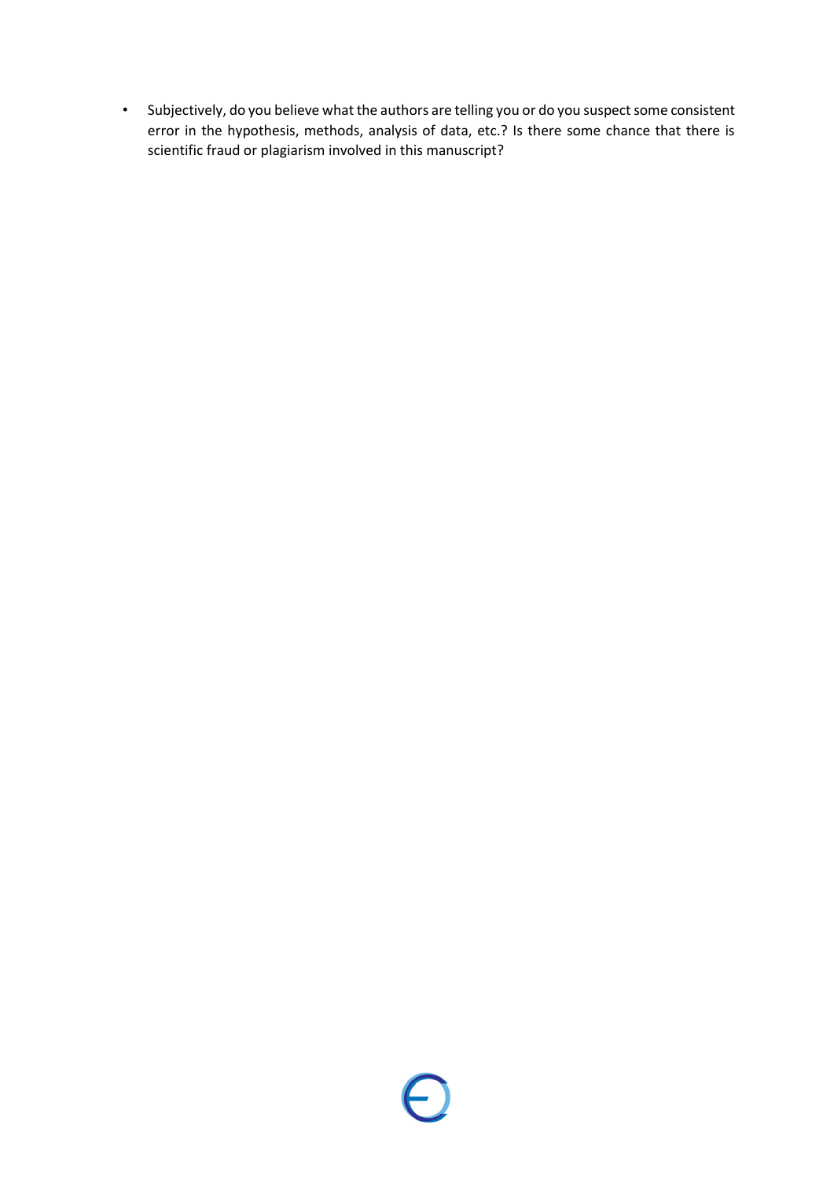- Subjectively, do you believe what the authors are telling you or do you suspect some consistent error in the hypothesis, methods, analysis of data, etc.? Is there some chance that there is scientific fraud or plagiarism involved in this manuscript?